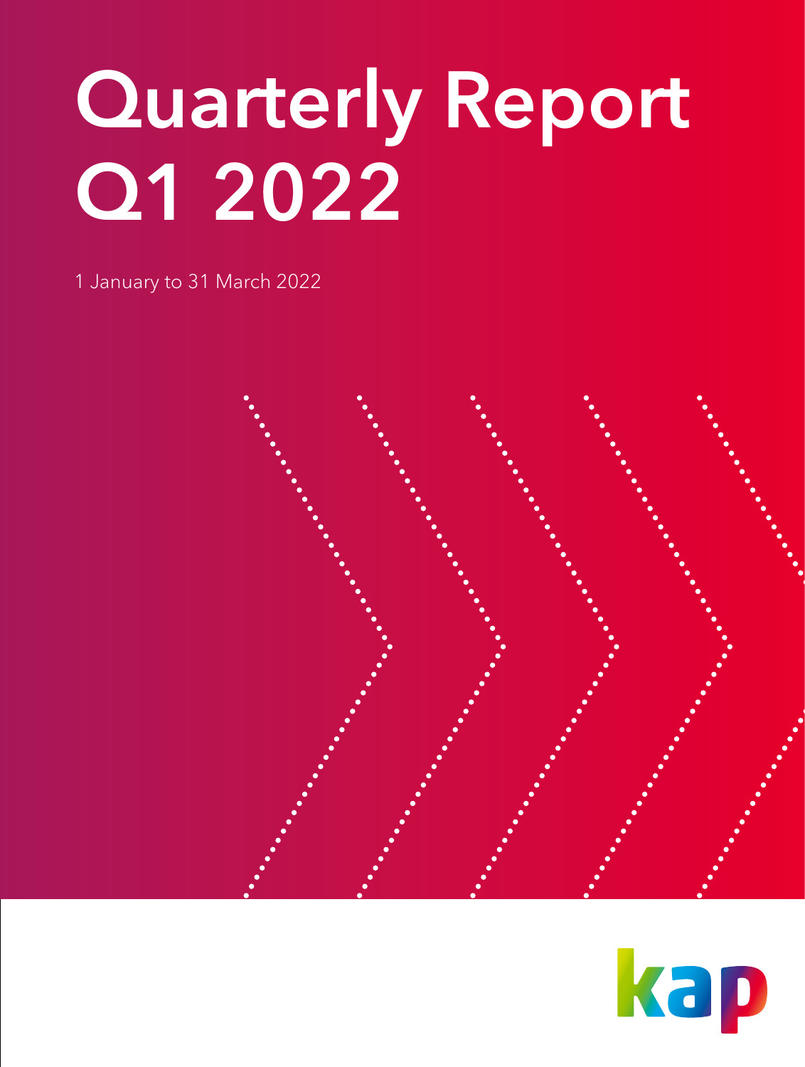# Quarterly Report Q1 2022

1 January to 31 March 2022

kap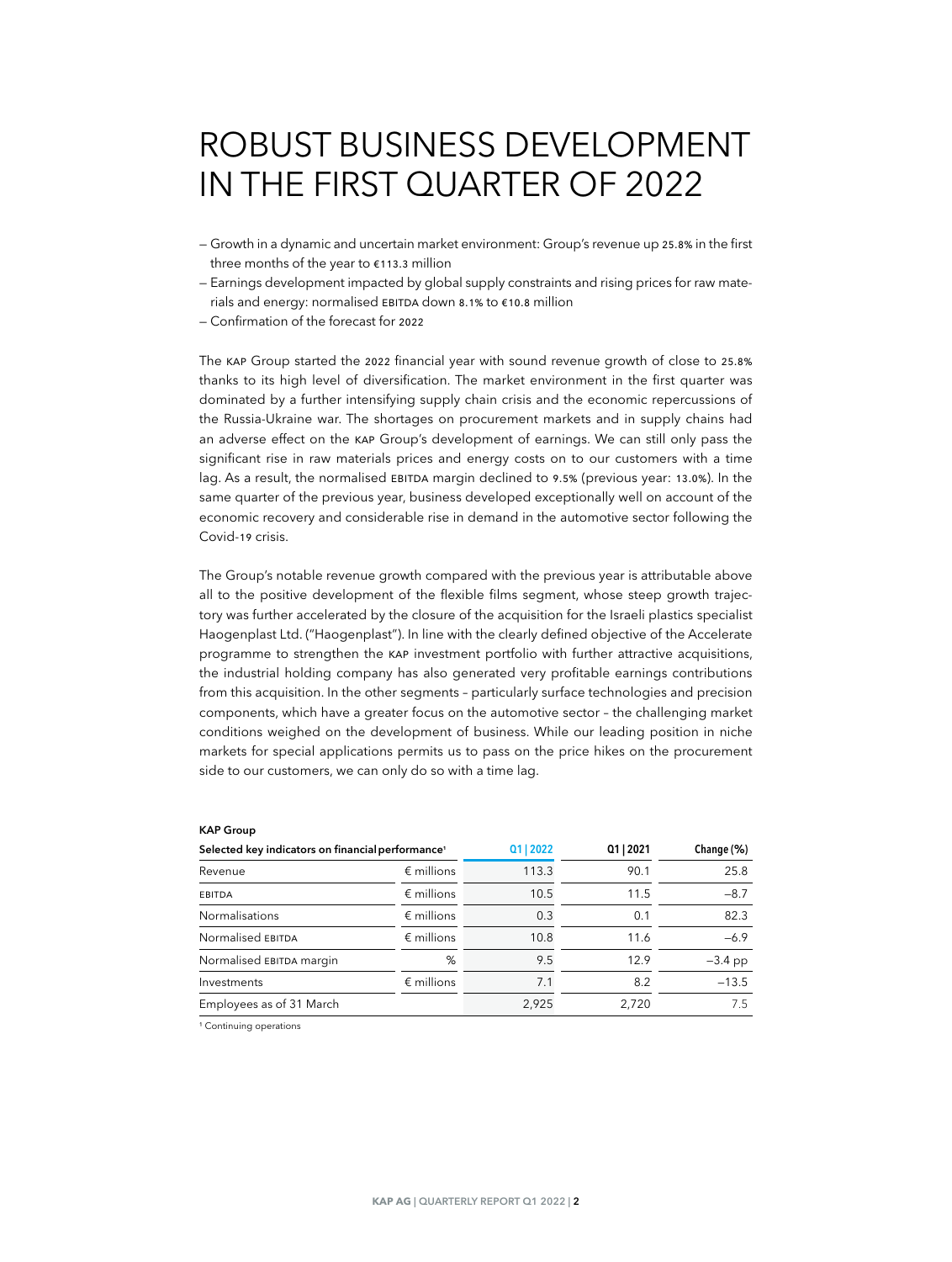# ROBUST BUSINESS DEVELOPMENT IN THE FIRST QUARTER OF 2022

- Growth in a dynamic and uncertain market environment: Group's revenue up 25.8% in the first three months of the year to €113.3 million
- Earnings development impacted by global supply constraints and rising prices for raw materials and energy: normalised EBITDA down 8.1% to €10.8 million
- Confirmation of the forecast for 2022

The KAP Group started the 2022 financial year with sound revenue growth of close to 25.8% thanks to its high level of diversification. The market environment in the first quarter was dominated by a further intensifying supply chain crisis and the economic repercussions of the Russia-Ukraine war. The shortages on procurement markets and in supply chains had an adverse effect on the KAP Group's development of earnings. We can still only pass the significant rise in raw materials prices and energy costs on to our customers with a time lag. As a result, the normalised EBITDA margin declined to 9.5% (previous year: 13.0%). In the same quarter of the previous year, business developed exceptionally well on account of the economic recovery and considerable rise in demand in the automotive sector following the Covid-19 crisis.

The Group's notable revenue growth compared with the previous year is attributable above all to the positive development of the flexible films segment, whose steep growth trajectory was further accelerated by the closure of the acquisition for the Israeli plastics specialist Haogenplast Ltd. ("Haogenplast"). In line with the clearly defined objective of the Accelerate programme to strengthen the KAP investment portfolio with further attractive acquisitions, the industrial holding company has also generated very profitable earnings contributions from this acquisition. In the other segments – particularly surface technologies and precision components, which have a greater focus on the automotive sector – the challenging market conditions weighed on the development of business. While our leading position in niche markets for special applications permits us to pass on the price hikes on the procurement side to our customers, we can only do so with a time lag.

**KAP Group**

| Selected key indicators on financial performance[1] | | Q1 \| 2022 | Q1 \| 2021 | Change (%) |
|---|---|---|---|---|
| Revenue | € millions | 113.3 | 90.1 | 25.8 |
| EBITDA | € millions | 10.5 | 11.5 | –8.7 |
| Normalisations | € millions | 0.3 | 0.1 | 82.3 |
| Normalised EBITDA | € millions | 10.8 | 11.6 | –6.9 |
| Normalised EBITDA margin | % | 9.5 | 12.9 | –3.4 pp |
| Investments | € millions | 7.1 | 8.2 | –13.5 |
| Employees as of 31 March | | 2,925 | 2,720 | 7.5 |

[1] Continuing operations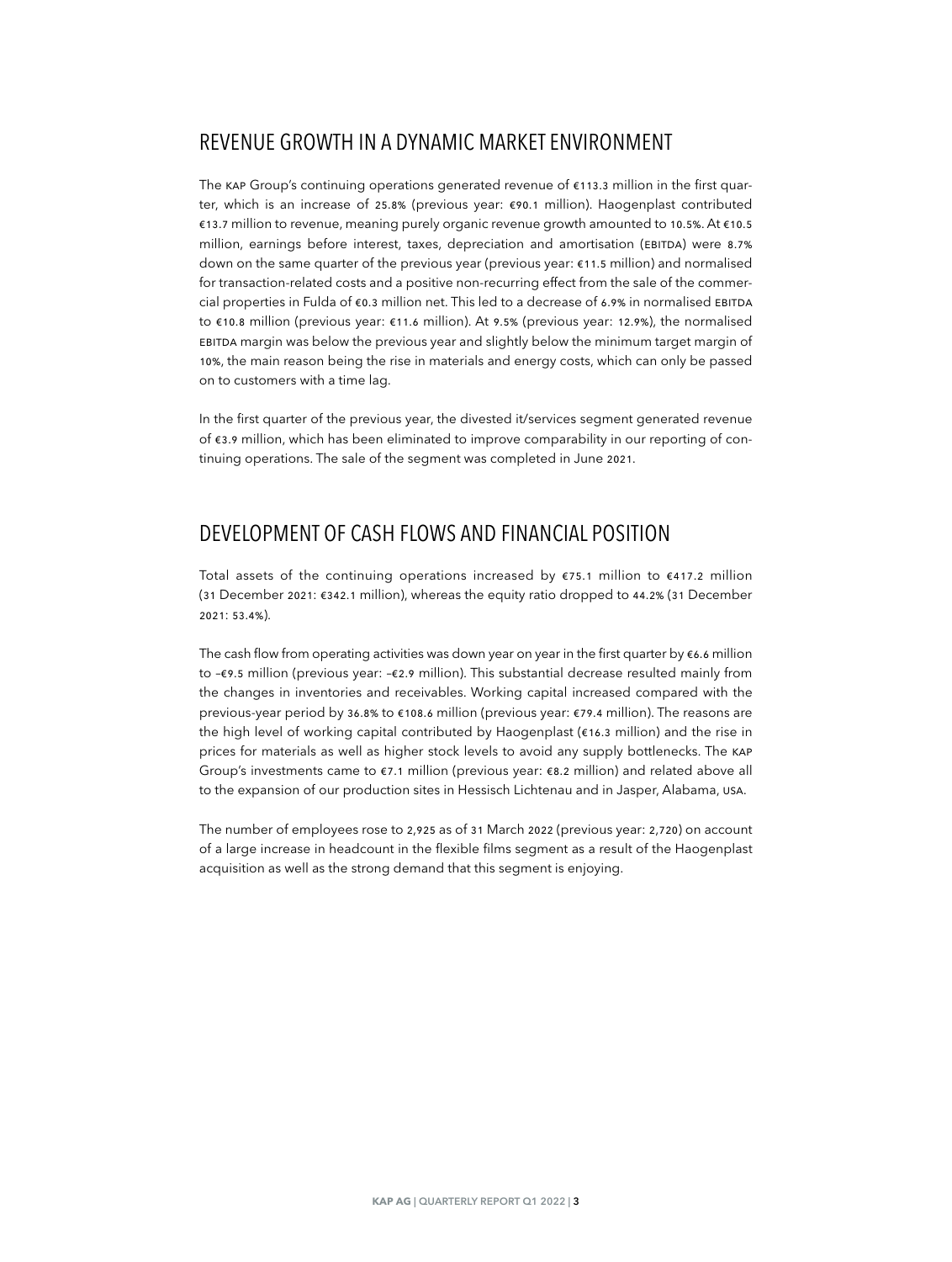## REVENUE GROWTH IN A DYNAMIC MARKET ENVIRONMENT

The KAP Group's continuing operations generated revenue of €113.3 million in the first quarter, which is an increase of 25.8% (previous year: €90.1 million). Haogenplast contributed €13.7 million to revenue, meaning purely organic revenue growth amounted to 10.5%. At €10.5 million, earnings before interest, taxes, depreciation and amortisation (EBITDA) were 8.7% down on the same quarter of the previous year (previous year: €11.5 million) and normalised for transaction-related costs and a positive non-recurring effect from the sale of the commercial properties in Fulda of €0.3 million net. This led to a decrease of 6.9% in normalised EBITDA to €10.8 million (previous year: €11.6 million). At 9.5% (previous year: 12.9%), the normalised EBITDA margin was below the previous year and slightly below the minimum target margin of 10%, the main reason being the rise in materials and energy costs, which can only be passed on to customers with a time lag.

In the first quarter of the previous year, the divested it/services segment generated revenue of €3.9 million, which has been eliminated to improve comparability in our reporting of continuing operations. The sale of the segment was completed in June 2021.

## DEVELOPMENT OF CASH FLOWS AND FINANCIAL POSITION

Total assets of the continuing operations increased by €75.1 million to €417.2 million (31 December 2021: €342.1 million), whereas the equity ratio dropped to 44.2% (31 December 2021: 53.4%).

The cash flow from operating activities was down year on year in the first quarter by €6.6 million to –€9.5 million (previous year: –€2.9 million). This substantial decrease resulted mainly from the changes in inventories and receivables. Working capital increased compared with the previous-year period by 36.8% to €108.6 million (previous year: €79.4 million). The reasons are the high level of working capital contributed by Haogenplast (€16.3 million) and the rise in prices for materials as well as higher stock levels to avoid any supply bottlenecks. The KAP Group's investments came to €7.1 million (previous year: €8.2 million) and related above all to the expansion of our production sites in Hessisch Lichtenau and in Jasper, Alabama, USA.

The number of employees rose to 2,925 as of 31 March 2022 (previous year: 2,720) on account of a large increase in headcount in the flexible films segment as a result of the Haogenplast acquisition as well as the strong demand that this segment is enjoying.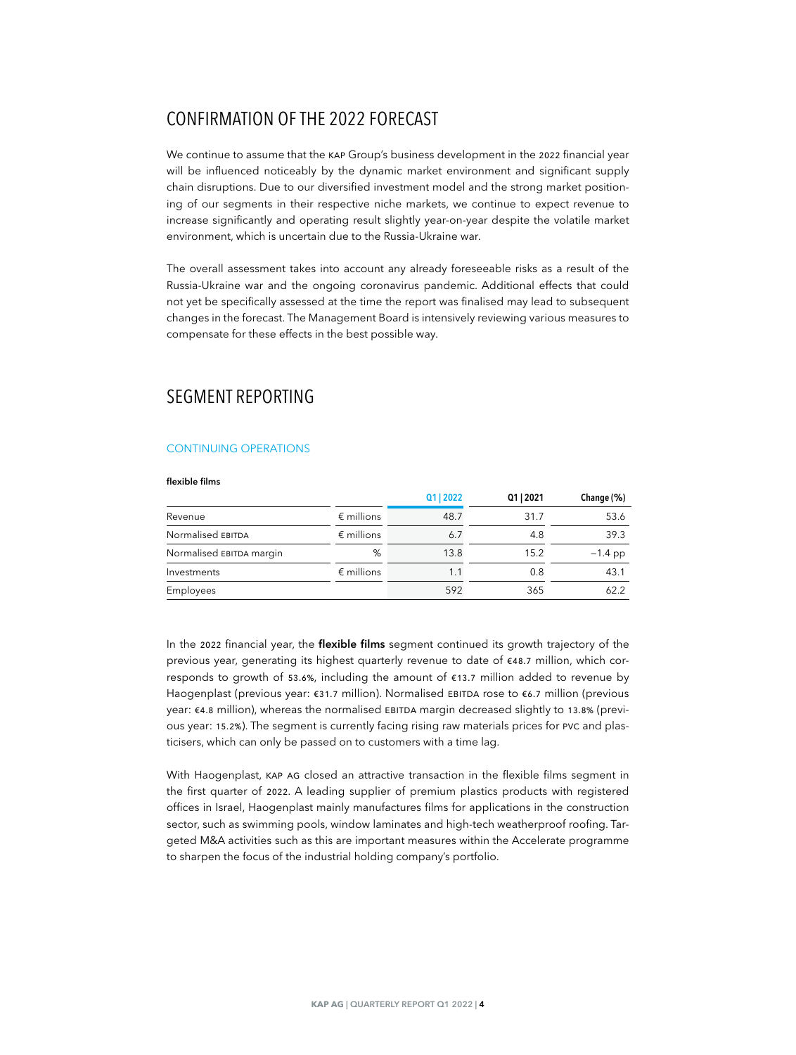# CONFIRMATION OF THE 2022 FORECAST

We continue to assume that the KAP Group's business development in the 2022 financial year will be influenced noticeably by the dynamic market environment and significant supply chain disruptions. Due to our diversified investment model and the strong market positioning of our segments in their respective niche markets, we continue to expect revenue to increase significantly and operating result slightly year-on-year despite the volatile market environment, which is uncertain due to the Russia-Ukraine war.

The overall assessment takes into account any already foreseeable risks as a result of the Russia-Ukraine war and the ongoing coronavirus pandemic. Additional effects that could not yet be specifically assessed at the time the report was finalised may lead to subsequent changes in the forecast. The Management Board is intensively reviewing various measures to compensate for these effects in the best possible way.

# SEGMENT REPORTING

## CONTINUING OPERATIONS

**flexible films**

| | | Q1 \| 2022 | Q1 \| 2021 | Change (%) |
|---|---|---|---|---|
| Revenue | € millions | 48.7 | 31.7 | 53.6 |
| Normalised EBITDA | € millions | 6.7 | 4.8 | 39.3 |
| Normalised EBITDA margin | % | 13.8 | 15.2 | −1.4 pp |
| Investments | € millions | 1.1 | 0.8 | 43.1 |
| Employees | | 592 | 365 | 62.2 |

In the 2022 financial year, the **flexible films** segment continued its growth trajectory of the previous year, generating its highest quarterly revenue to date of €48.7 million, which corresponds to growth of 53.6%, including the amount of €13.7 million added to revenue by Haogenplast (previous year: €31.7 million). Normalised EBITDA rose to €6.7 million (previous year: €4.8 million), whereas the normalised EBITDA margin decreased slightly to 13.8% (previous year: 15.2%). The segment is currently facing rising raw materials prices for PVC and plasticisers, which can only be passed on to customers with a time lag.

With Haogenplast, KAP AG closed an attractive transaction in the flexible films segment in the first quarter of 2022. A leading supplier of premium plastics products with registered offices in Israel, Haogenplast mainly manufactures films for applications in the construction sector, such as swimming pools, window laminates and high-tech weatherproof roofing. Targeted M&A activities such as this are important measures within the Accelerate programme to sharpen the focus of the industrial holding company's portfolio.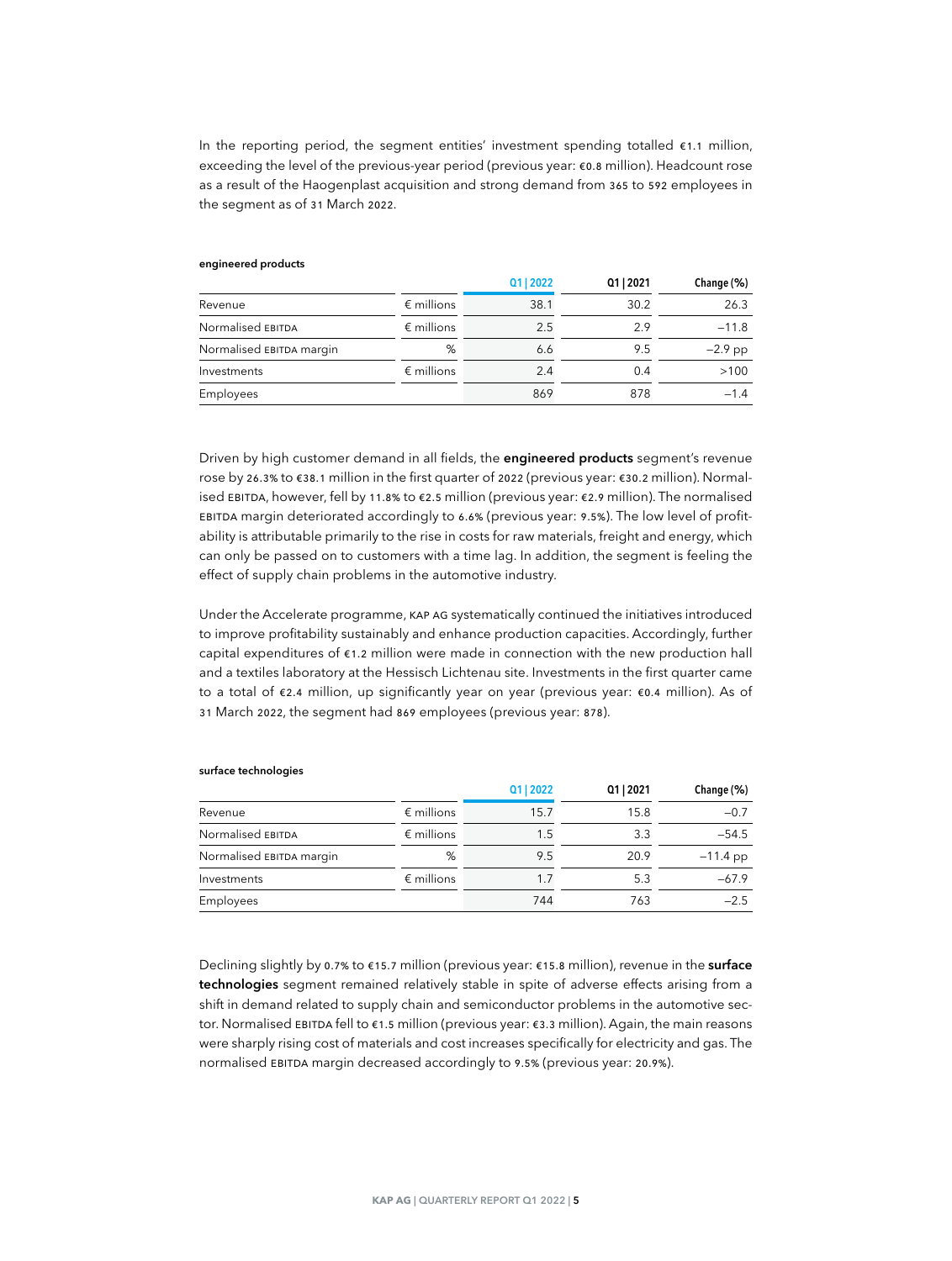In the reporting period, the segment entities' investment spending totalled €1.1 million, exceeding the level of the previous-year period (previous year: €0.8 million). Headcount rose as a result of the Haogenplast acquisition and strong demand from 365 to 592 employees in the segment as of 31 March 2022.

**engineered products**

| | | Q1 \| 2022 | Q1 \| 2021 | Change (%) |
|---|---|---|---|---|
| Revenue | € millions | 38.1 | 30.2 | 26.3 |
| Normalised EBITDA | € millions | 2.5 | 2.9 | –11.8 |
| Normalised EBITDA margin | % | 6.6 | 9.5 | –2.9 pp |
| Investments | € millions | 2.4 | 0.4 | >100 |
| Employees | | 869 | 878 | –1.4 |

Driven by high customer demand in all fields, the **engineered products** segment's revenue rose by 26.3% to €38.1 million in the first quarter of 2022 (previous year: €30.2 million). Normalised EBITDA, however, fell by 11.8% to €2.5 million (previous year: €2.9 million). The normalised EBITDA margin deteriorated accordingly to 6.6% (previous year: 9.5%). The low level of profitability is attributable primarily to the rise in costs for raw materials, freight and energy, which can only be passed on to customers with a time lag. In addition, the segment is feeling the effect of supply chain problems in the automotive industry.

Under the Accelerate programme, KAP AG systematically continued the initiatives introduced to improve profitability sustainably and enhance production capacities. Accordingly, further capital expenditures of €1.2 million were made in connection with the new production hall and a textiles laboratory at the Hessisch Lichtenau site. Investments in the first quarter came to a total of €2.4 million, up significantly year on year (previous year: €0.4 million). As of 31 March 2022, the segment had 869 employees (previous year: 878).

**surface technologies**

| | | Q1 \| 2022 | Q1 \| 2021 | Change (%) |
|---|---|---|---|---|
| Revenue | € millions | 15.7 | 15.8 | –0.7 |
| Normalised EBITDA | € millions | 1.5 | 3.3 | –54.5 |
| Normalised EBITDA margin | % | 9.5 | 20.9 | –11.4 pp |
| Investments | € millions | 1.7 | 5.3 | –67.9 |
| Employees | | 744 | 763 | –2.5 |

Declining slightly by 0.7% to €15.7 million (previous year: €15.8 million), revenue in the **surface technologies** segment remained relatively stable in spite of adverse effects arising from a shift in demand related to supply chain and semiconductor problems in the automotive sector. Normalised EBITDA fell to €1.5 million (previous year: €3.3 million). Again, the main reasons were sharply rising cost of materials and cost increases specifically for electricity and gas. The normalised EBITDA margin decreased accordingly to 9.5% (previous year: 20.9%).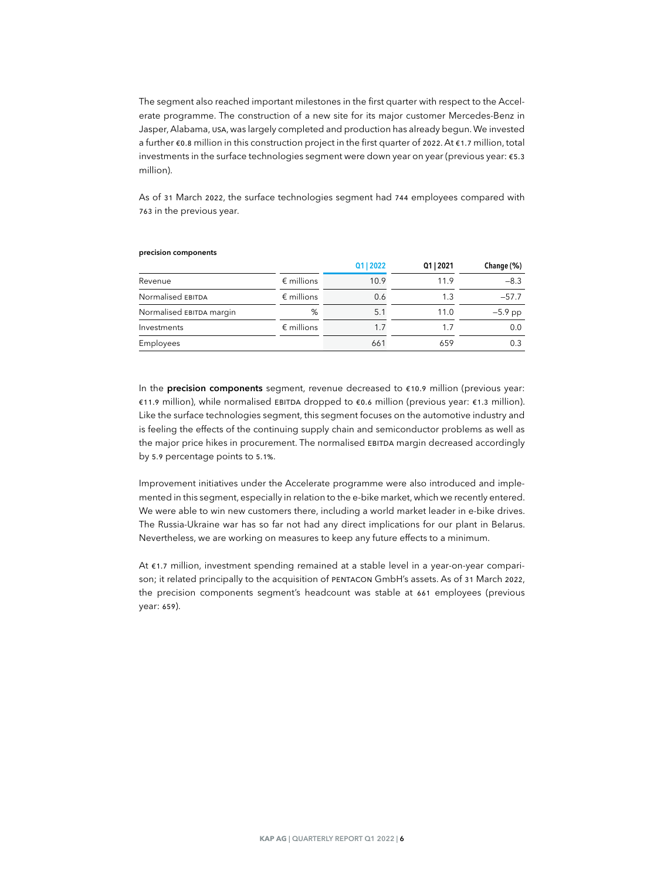The segment also reached important milestones in the first quarter with respect to the Accelerate programme. The construction of a new site for its major customer Mercedes-Benz in Jasper, Alabama, USA, was largely completed and production has already begun. We invested a further €0.8 million in this construction project in the first quarter of 2022. At €1.7 million, total investments in the surface technologies segment were down year on year (previous year: €5.3 million).

As of 31 March 2022, the surface technologies segment had 744 employees compared with 763 in the previous year.

**precision components**

| | | Q1 \| 2022 | Q1 \| 2021 | Change (%) |
|---|---|---|---|---|
| Revenue | € millions | 10.9 | 11.9 | –8.3 |
| Normalised EBITDA | € millions | 0.6 | 1.3 | –57.7 |
| Normalised EBITDA margin | % | 5.1 | 11.0 | –5.9 pp |
| Investments | € millions | 1.7 | 1.7 | 0.0 |
| Employees | | 661 | 659 | 0.3 |

In the **precision components** segment, revenue decreased to €10.9 million (previous year: €11.9 million), while normalised EBITDA dropped to €0.6 million (previous year: €1.3 million). Like the surface technologies segment, this segment focuses on the automotive industry and is feeling the effects of the continuing supply chain and semiconductor problems as well as the major price hikes in procurement. The normalised EBITDA margin decreased accordingly by 5.9 percentage points to 5.1%.

Improvement initiatives under the Accelerate programme were also introduced and implemented in this segment, especially in relation to the e-bike market, which we recently entered. We were able to win new customers there, including a world market leader in e-bike drives. The Russia-Ukraine war has so far not had any direct implications for our plant in Belarus. Nevertheless, we are working on measures to keep any future effects to a minimum.

At €1.7 million, investment spending remained at a stable level in a year-on-year comparison; it related principally to the acquisition of PENTACON GmbH's assets. As of 31 March 2022, the precision components segment's headcount was stable at 661 employees (previous year: 659).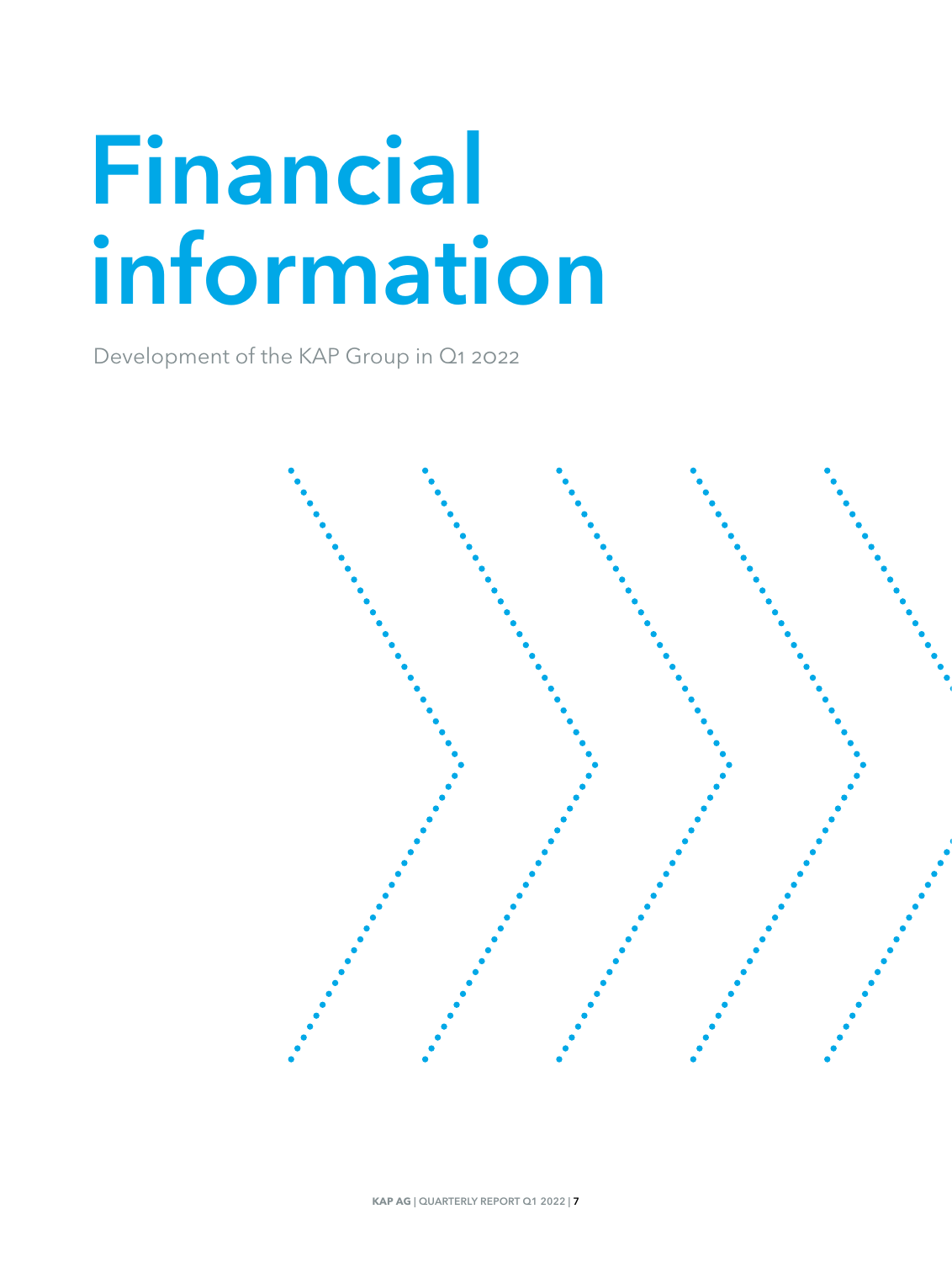# Financial information

Development of the KAP Group in Q1 2022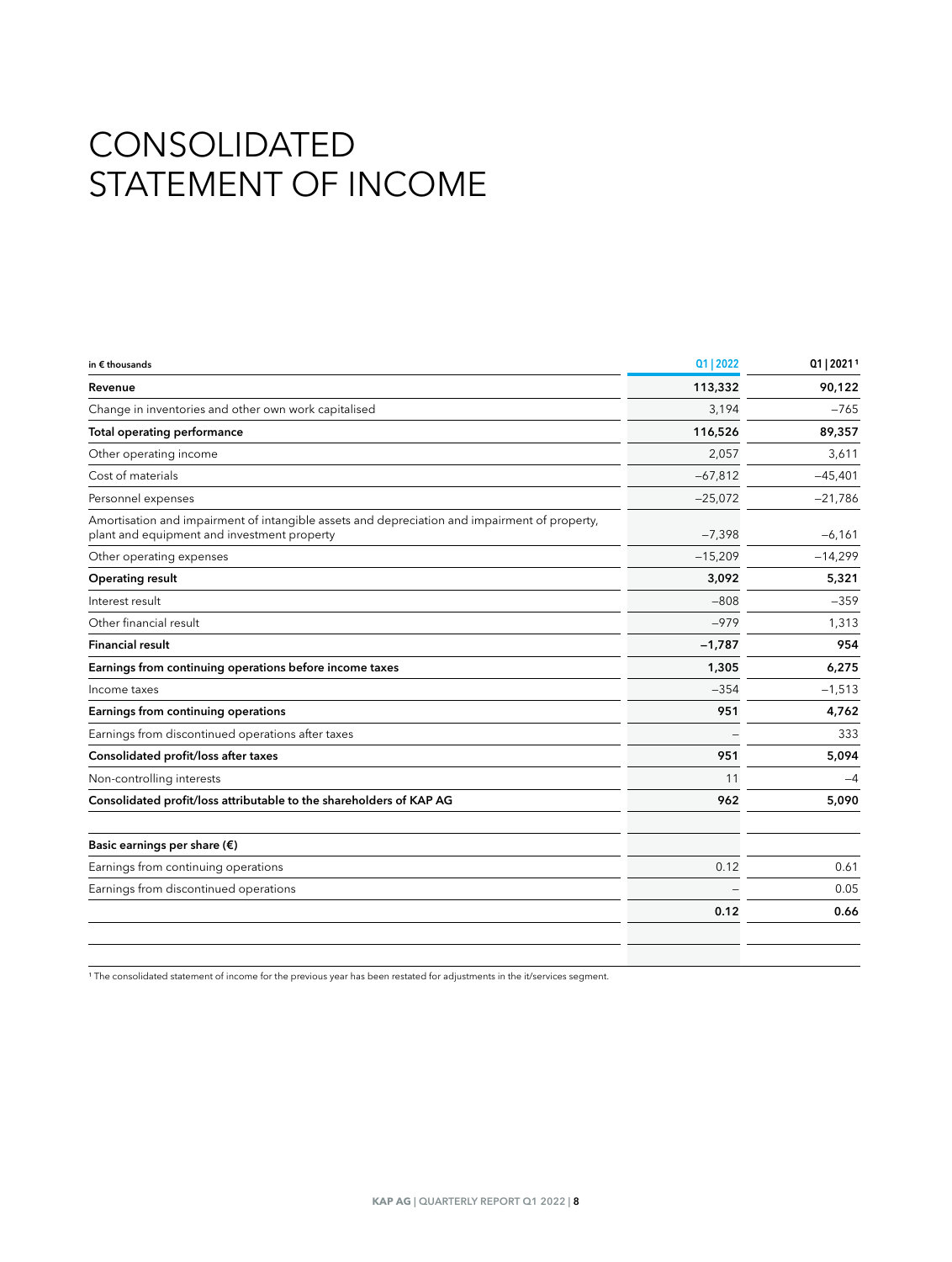# CONSOLIDATED STATEMENT OF INCOME

| in € thousands | Q1 \| 2022 | Q1 \| 2021[1] |
|---|---|---|
| **Revenue** | **113,332** | **90,122** |
| Change in inventories and other own work capitalised | 3,194 | –765 |
| **Total operating performance** | **116,526** | **89,357** |
| Other operating income | 2,057 | 3,611 |
| Cost of materials | –67,812 | –45,401 |
| Personnel expenses | –25,072 | –21,786 |
| Amortisation and impairment of intangible assets and depreciation and impairment of property, plant and equipment and investment property | –7,398 | –6,161 |
| Other operating expenses | –15,209 | –14,299 |
| **Operating result** | **3,092** | **5,321** |
| Interest result | –808 | –359 |
| Other financial result | –979 | 1,313 |
| **Financial result** | **–1,787** | **954** |
| **Earnings from continuing operations before income taxes** | **1,305** | **6,275** |
| Income taxes | –354 | –1,513 |
| **Earnings from continuing operations** | **951** | **4,762** |
| Earnings from discontinued operations after taxes | – | 333 |
| **Consolidated profit/loss after taxes** | **951** | **5,094** |
| Non-controlling interests | 11 | –4 |
| **Consolidated profit/loss attributable to the shareholders of KAP AG** | **962** | **5,090** |
| | | |
| **Basic earnings per share (€)** | | |
| Earnings from continuing operations | 0.12 | 0.61 |
| Earnings from discontinued operations | – | 0.05 |
| | **0.12** | **0.66** |

[1] The consolidated statement of income for the previous year has been restated for adjustments in the it/services segment.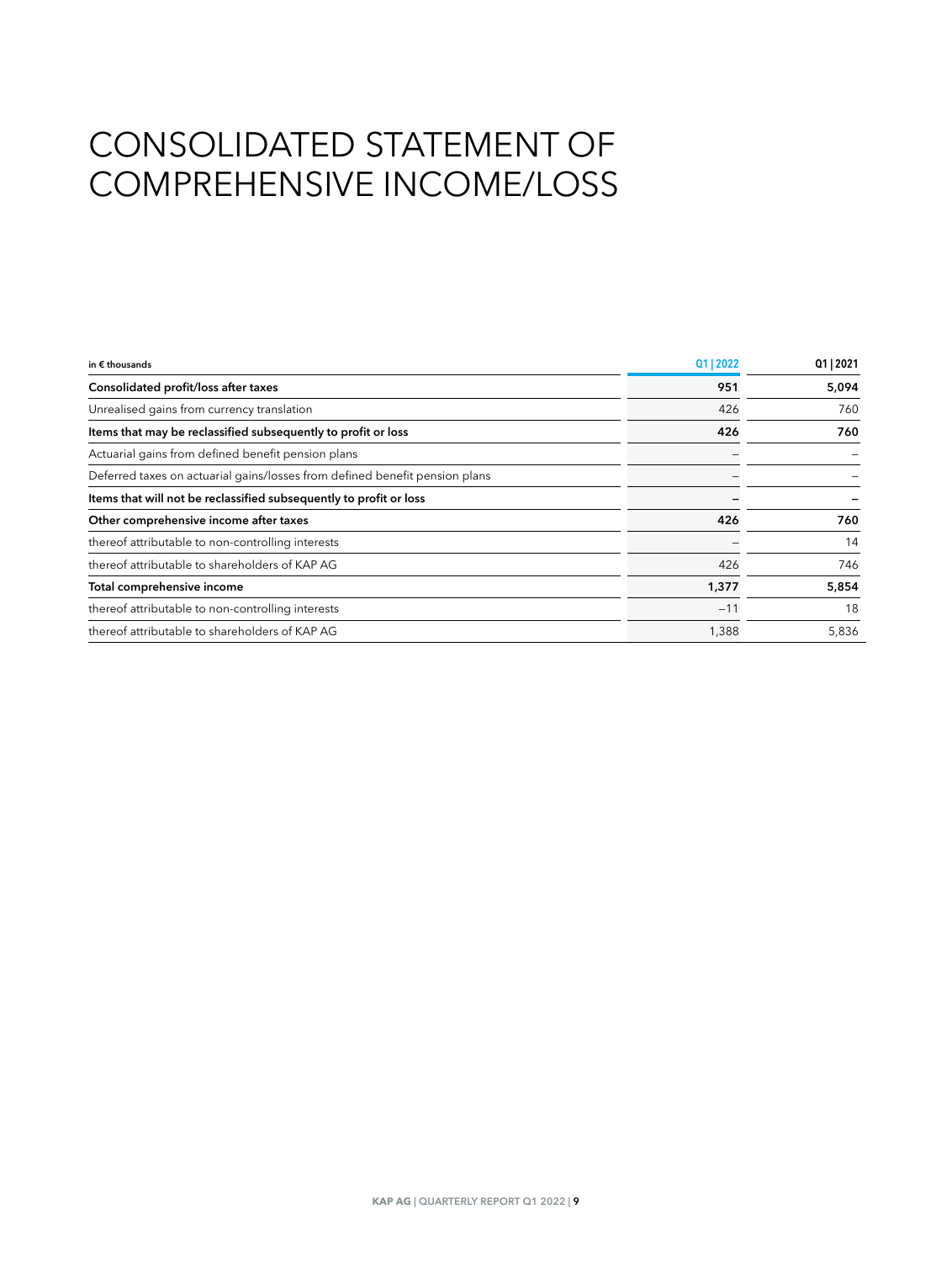# CONSOLIDATED STATEMENT OF COMPREHENSIVE INCOME/LOSS

| in € thousands | Q1 \| 2022 | Q1 \| 2021 |
|---|---|---|
| **Consolidated profit/loss after taxes** | **951** | **5,094** |
| Unrealised gains from currency translation | 426 | 760 |
| **Items that may be reclassified subsequently to profit or loss** | **426** | **760** |
| Actuarial gains from defined benefit pension plans | – | – |
| Deferred taxes on actuarial gains/losses from defined benefit pension plans | – | – |
| **Items that will not be reclassified subsequently to profit or loss** | **–** | **–** |
| **Other comprehensive income after taxes** | **426** | **760** |
| thereof attributable to non-controlling interests | – | 14 |
| thereof attributable to shareholders of KAP AG | 426 | 746 |
| **Total comprehensive income** | **1,377** | **5,854** |
| thereof attributable to non-controlling interests | −11 | 18 |
| thereof attributable to shareholders of KAP AG | 1,388 | 5,836 |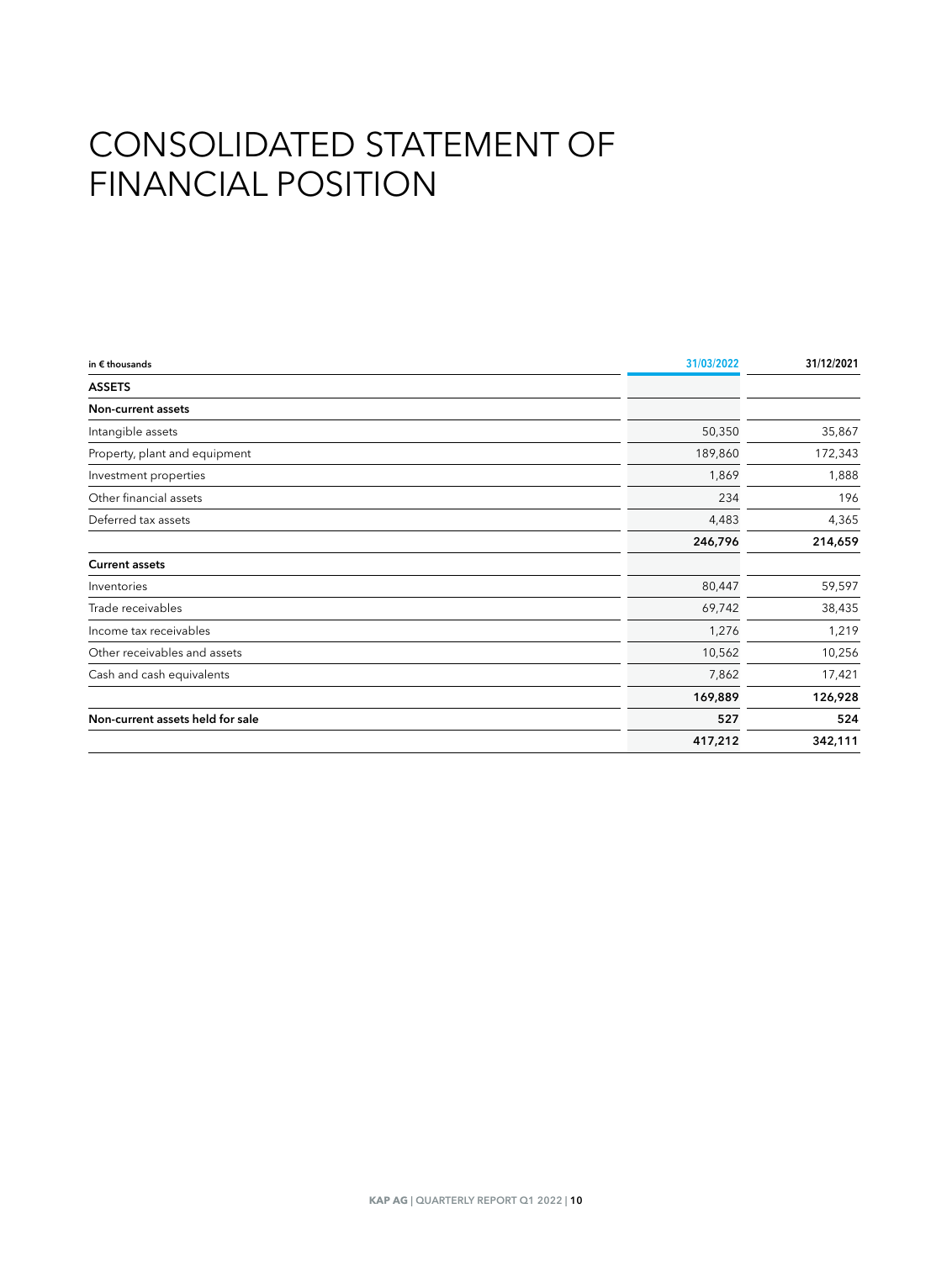# CONSOLIDATED STATEMENT OF FINANCIAL POSITION

| in € thousands | 31/03/2022 | 31/12/2021 |
|---|---|---|
| **ASSETS** | | |
| **Non-current assets** | | |
| Intangible assets | 50,350 | 35,867 |
| Property, plant and equipment | 189,860 | 172,343 |
| Investment properties | 1,869 | 1,888 |
| Other financial assets | 234 | 196 |
| Deferred tax assets | 4,483 | 4,365 |
| | **246,796** | **214,659** |
| **Current assets** | | |
| Inventories | 80,447 | 59,597 |
| Trade receivables | 69,742 | 38,435 |
| Income tax receivables | 1,276 | 1,219 |
| Other receivables and assets | 10,562 | 10,256 |
| Cash and cash equivalents | 7,862 | 17,421 |
| | **169,889** | **126,928** |
| **Non-current assets held for sale** | **527** | **524** |
| | **417,212** | **342,111** |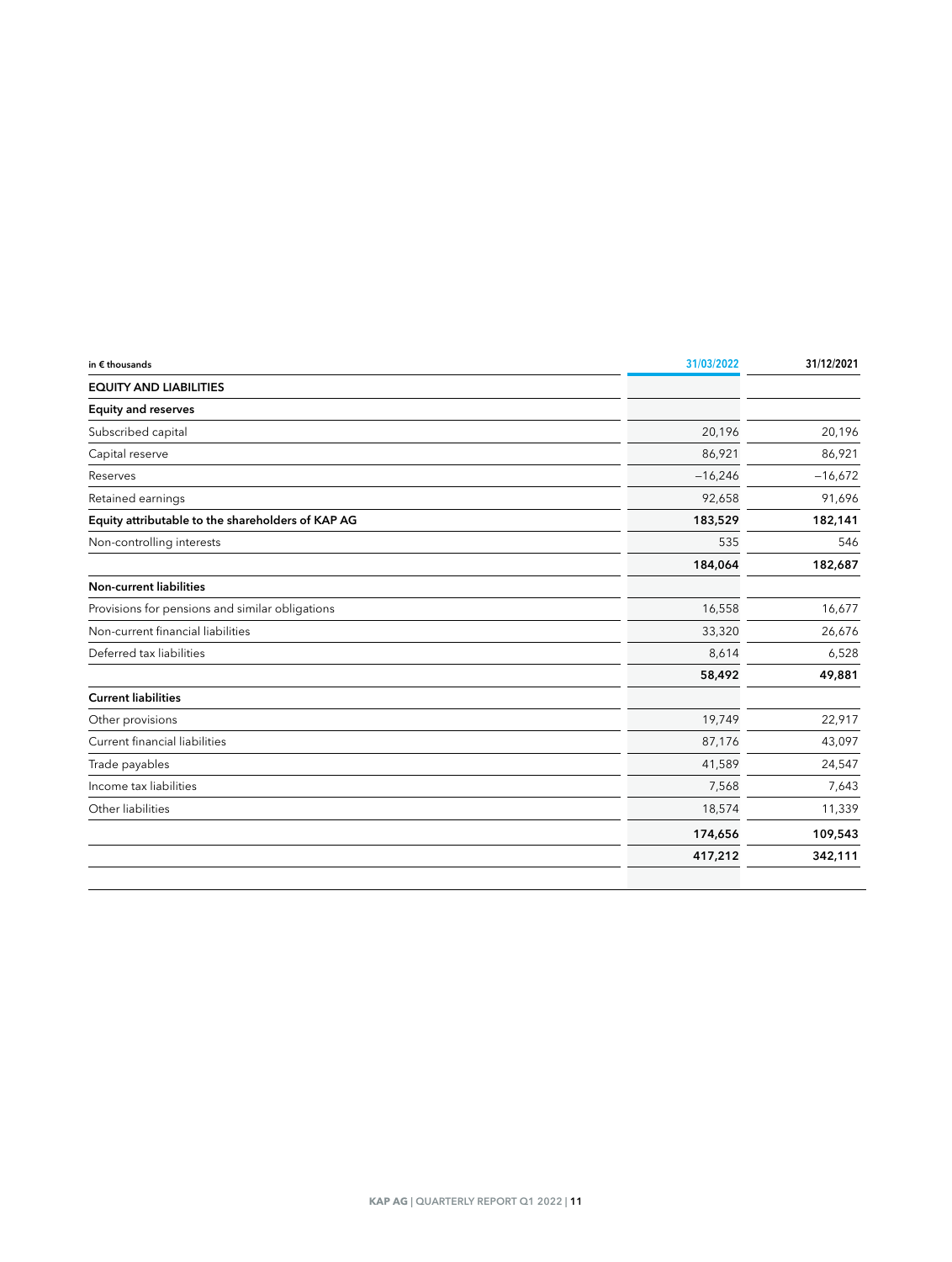| in € thousands | 31/03/2022 | 31/12/2021 |
|---|---|---|
| **EQUITY AND LIABILITIES** | | |
| **Equity and reserves** | | |
| Subscribed capital | 20,196 | 20,196 |
| Capital reserve | 86,921 | 86,921 |
| Reserves | –16,246 | –16,672 |
| Retained earnings | 92,658 | 91,696 |
| **Equity attributable to the shareholders of KAP AG** | **183,529** | **182,141** |
| Non-controlling interests | 535 | 546 |
| | **184,064** | **182,687** |
| **Non-current liabilities** | | |
| Provisions for pensions and similar obligations | 16,558 | 16,677 |
| Non-current financial liabilities | 33,320 | 26,676 |
| Deferred tax liabilities | 8,614 | 6,528 |
| | **58,492** | **49,881** |
| **Current liabilities** | | |
| Other provisions | 19,749 | 22,917 |
| Current financial liabilities | 87,176 | 43,097 |
| Trade payables | 41,589 | 24,547 |
| Income tax liabilities | 7,568 | 7,643 |
| Other liabilities | 18,574 | 11,339 |
| | **174,656** | **109,543** |
| | **417,212** | **342,111** |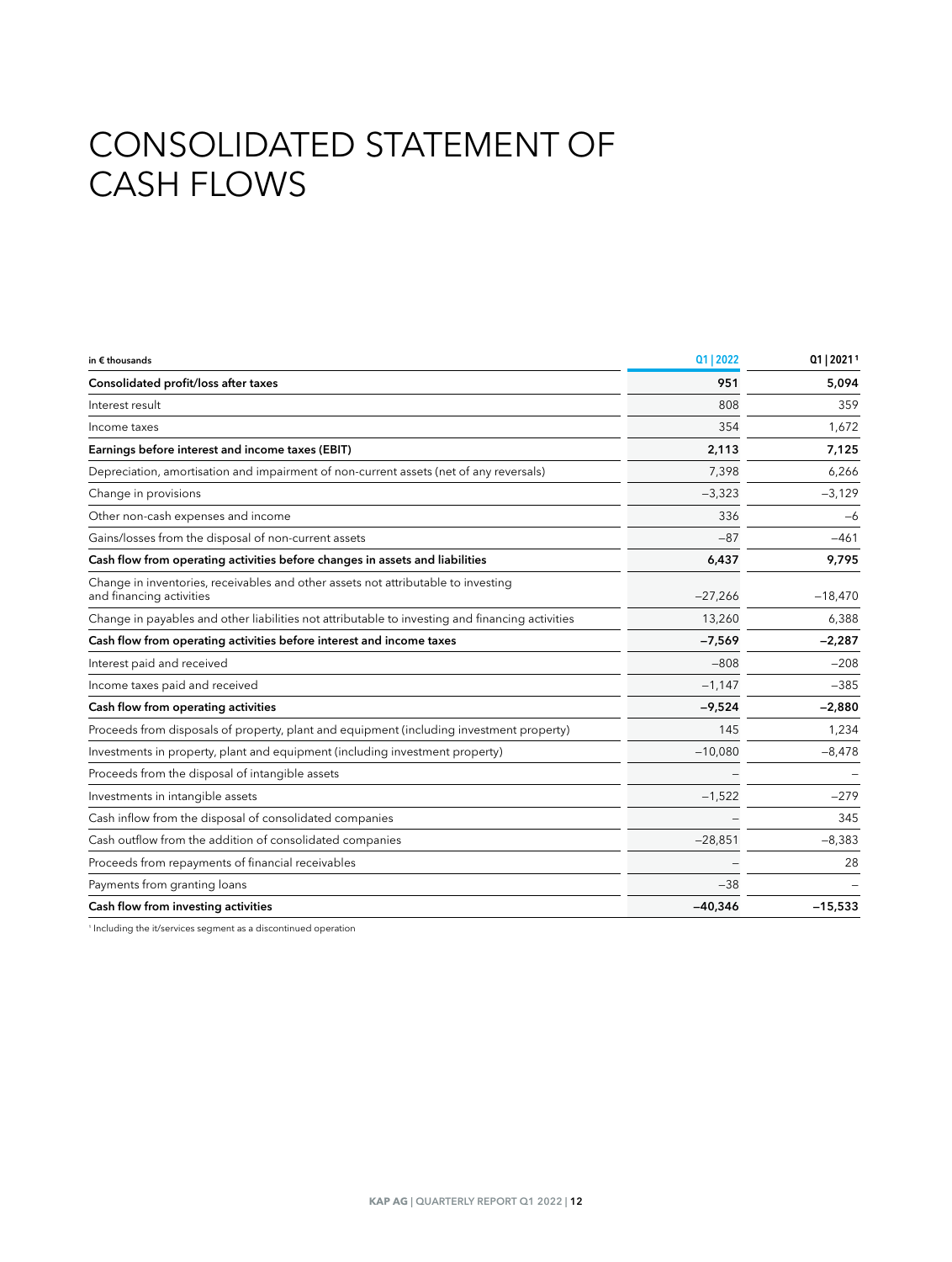# CONSOLIDATED STATEMENT OF CASH FLOWS

| in € thousands | Q1 \| 2022 | Q1 \| 2021[1] |
|---|---|---|
| **Consolidated profit/loss after taxes** | **951** | **5,094** |
| Interest result | 808 | 359 |
| Income taxes | 354 | 1,672 |
| **Earnings before interest and income taxes (EBIT)** | **2,113** | **7,125** |
| Depreciation, amortisation and impairment of non-current assets (net of any reversals) | 7,398 | 6,266 |
| Change in provisions | −3,323 | −3,129 |
| Other non-cash expenses and income | 336 | −6 |
| Gains/losses from the disposal of non-current assets | −87 | −461 |
| **Cash flow from operating activities before changes in assets and liabilities** | **6,437** | **9,795** |
| Change in inventories, receivables and other assets not attributable to investing and financing activities | −27,266 | −18,470 |
| Change in payables and other liabilities not attributable to investing and financing activities | 13,260 | 6,388 |
| **Cash flow from operating activities before interest and income taxes** | **−7,569** | **−2,287** |
| Interest paid and received | −808 | −208 |
| Income taxes paid and received | −1,147 | −385 |
| **Cash flow from operating activities** | **−9,524** | **−2,880** |
| Proceeds from disposals of property, plant and equipment (including investment property) | 145 | 1,234 |
| Investments in property, plant and equipment (including investment property) | −10,080 | −8,478 |
| Proceeds from the disposal of intangible assets | – | – |
| Investments in intangible assets | −1,522 | −279 |
| Cash inflow from the disposal of consolidated companies | – | 345 |
| Cash outflow from the addition of consolidated companies | −28,851 | −8,383 |
| Proceeds from repayments of financial receivables | – | 28 |
| Payments from granting loans | −38 | – |
| **Cash flow from investing activities** | **−40,346** | **−15,533** |

[1] Including the it/services segment as a discontinued operation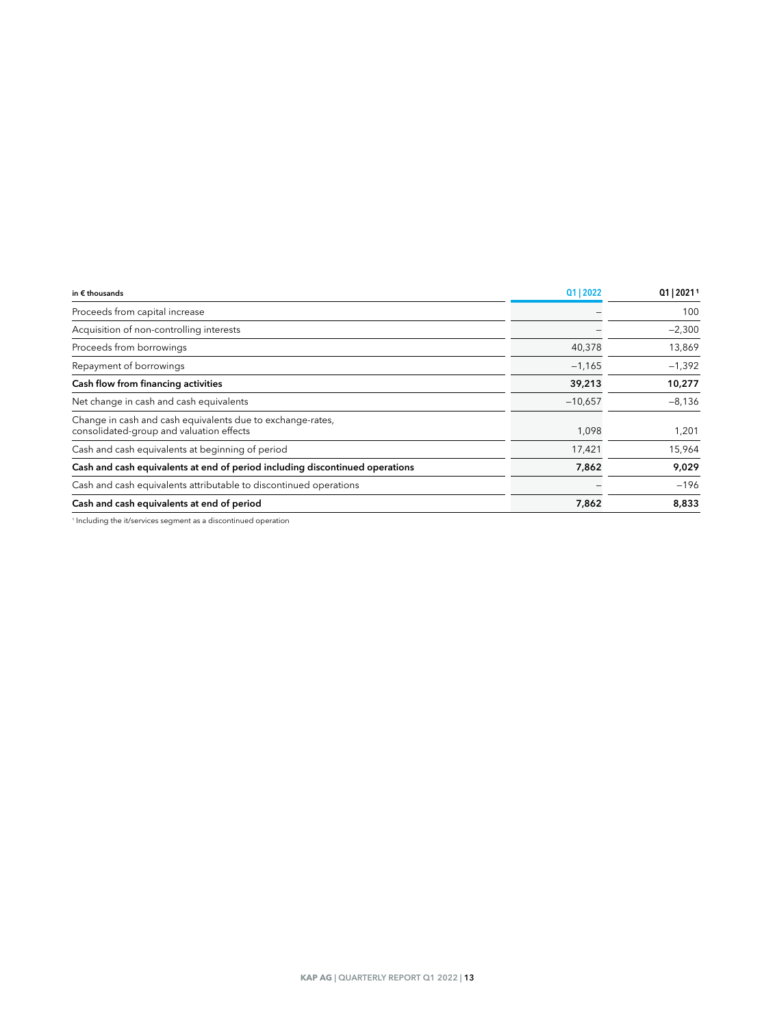| in € thousands | Q1 \| 2022 | Q1 \| 2021[1] |
|---|---|---|
| Proceeds from capital increase | – | 100 |
| Acquisition of non-controlling interests | – | –2,300 |
| Proceeds from borrowings | 40,378 | 13,869 |
| Repayment of borrowings | –1,165 | –1,392 |
| **Cash flow from financing activities** | **39,213** | **10,277** |
| Net change in cash and cash equivalents | –10,657 | –8,136 |
| Change in cash and cash equivalents due to exchange-rates, consolidated-group and valuation effects | 1,098 | 1,201 |
| Cash and cash equivalents at beginning of period | 17,421 | 15,964 |
| **Cash and cash equivalents at end of period including discontinued operations** | **7,862** | **9,029** |
| Cash and cash equivalents attributable to discontinued operations | – | –196 |
| **Cash and cash equivalents at end of period** | **7,862** | **8,833** |

[1] Including the it/services segment as a discontinued operation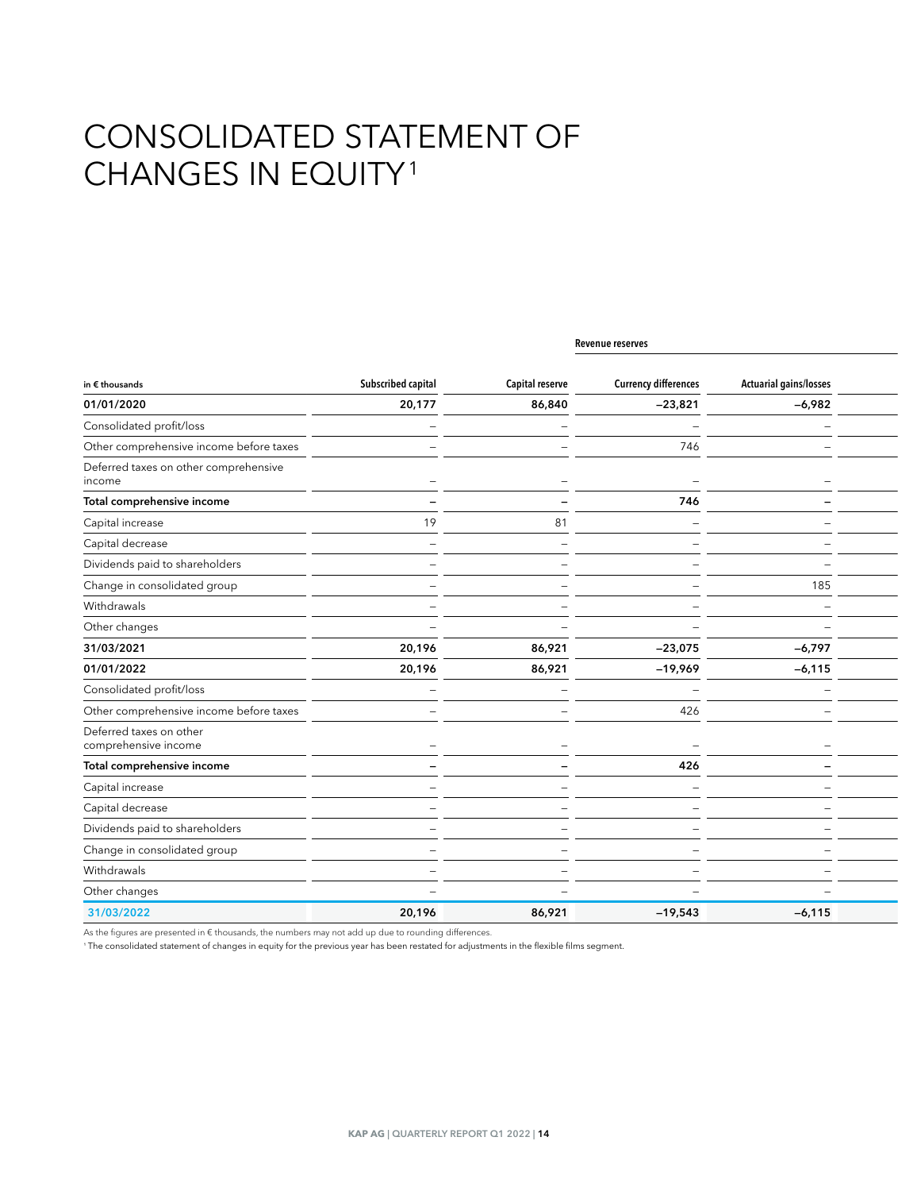# CONSOLIDATED STATEMENT OF CHANGES IN EQUITY[1]

| | | | Revenue reserves | |
|---|---|---|---|---|
| in € thousands | Subscribed capital | Capital reserve | Currency differences | Actuarial gains/losses |
| **01/01/2020** | **20,177** | **86,840** | **–23,821** | **–6,982** |
| Consolidated profit/loss | – | – | – | – |
| Other comprehensive income before taxes | – | – | 746 | – |
| Deferred taxes on other comprehensive income | – | – | – | – |
| **Total comprehensive income** | **–** | **–** | **746** | **–** |
| Capital increase | 19 | 81 | – | – |
| Capital decrease | – | – | – | – |
| Dividends paid to shareholders | – | – | – | – |
| Change in consolidated group | – | – | – | 185 |
| Withdrawals | – | – | – | – |
| Other changes | – | – | – | – |
| **31/03/2021** | **20,196** | **86,921** | **–23,075** | **–6,797** |
| **01/01/2022** | **20,196** | **86,921** | **–19,969** | **–6,115** |
| Consolidated profit/loss | – | – | – | – |
| Other comprehensive income before taxes | – | – | 426 | – |
| Deferred taxes on other comprehensive income | – | – | – | – |
| **Total comprehensive income** | **–** | **–** | **426** | **–** |
| Capital increase | – | – | – | – |
| Capital decrease | – | – | – | – |
| Dividends paid to shareholders | – | – | – | – |
| Change in consolidated group | – | – | – | – |
| Withdrawals | – | – | – | – |
| Other changes | – | – | – | – |
| **31/03/2022** | **20,196** | **86,921** | **–19,543** | **–6,115** |

As the figures are presented in € thousands, the numbers may not add up due to rounding differences.

[1] The consolidated statement of changes in equity for the previous year has been restated for adjustments in the flexible films segment.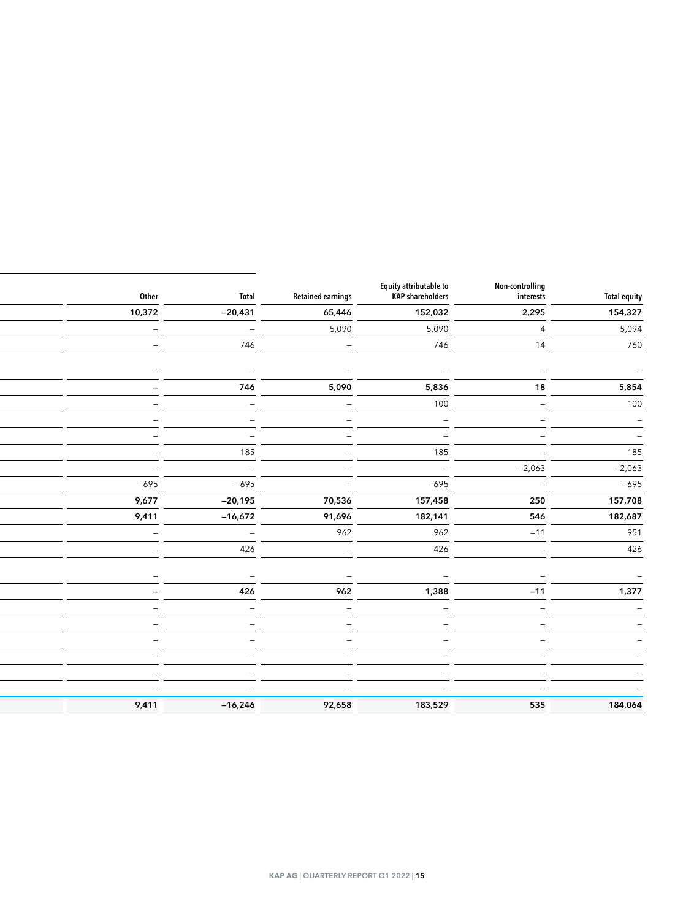| | Other | Total | Retained earnings | Equity attributable to KAP shareholders | Non-controlling interests | Total equity |
|---|---|---|---|---|---|---|
| | **10,372** | **–20,431** | **65,446** | **152,032** | **2,295** | **154,327** |
| | – | – | 5,090 | 5,090 | 4 | 5,094 |
| | – | 746 | – | 746 | 14 | 760 |
| | – | – | – | – | – | – |
| | **–** | **746** | **5,090** | **5,836** | **18** | **5,854** |
| | – | – | – | 100 | – | 100 |
| | – | – | – | – | – | – |
| | – | – | – | – | – | – |
| | – | 185 | – | 185 | – | 185 |
| | – | – | – | – | –2,063 | –2,063 |
| | –695 | –695 | – | –695 | – | –695 |
| | **9,677** | **–20,195** | **70,536** | **157,458** | **250** | **157,708** |
| | **9,411** | **–16,672** | **91,696** | **182,141** | **546** | **182,687** |
| | – | – | 962 | 962 | –11 | 951 |
| | – | 426 | – | 426 | – | 426 |
| | – | – | – | – | – | – |
| | **–** | **426** | **962** | **1,388** | **–11** | **1,377** |
| | – | – | – | – | – | – |
| | – | – | – | – | – | – |
| | – | – | – | – | – | – |
| | – | – | – | – | – | – |
| | – | – | – | – | – | – |
| | – | – | – | – | – | – |
| | **9,411** | **–16,246** | **92,658** | **183,529** | **535** | **184,064** |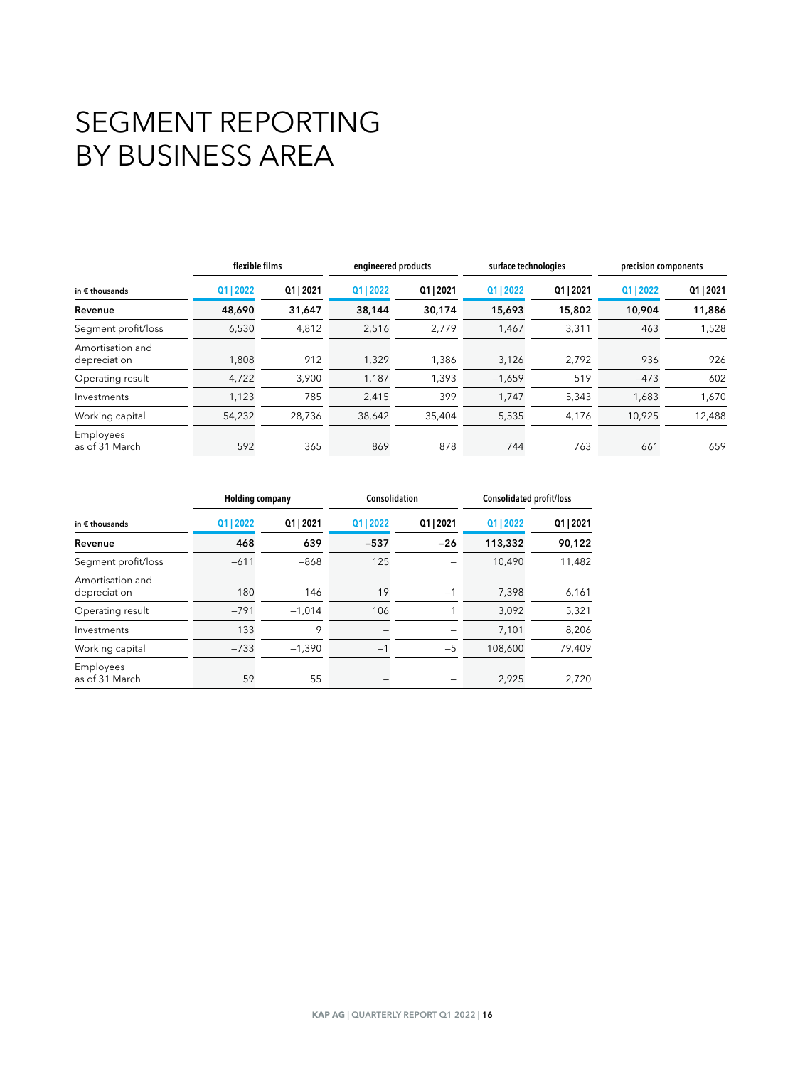# SEGMENT REPORTING BY BUSINESS AREA

| in € thousands | flexible films | | engineered products | | surface technologies | | precision components | |
|---|---|---|---|---|---|---|---|---|
| | Q1 \| 2022 | Q1 \| 2021 | Q1 \| 2022 | Q1 \| 2021 | Q1 \| 2022 | Q1 \| 2021 | Q1 \| 2022 | Q1 \| 2021 |
| **Revenue** | **48,690** | **31,647** | **38,144** | **30,174** | **15,693** | **15,802** | **10,904** | **11,886** |
| Segment profit/loss | 6,530 | 4,812 | 2,516 | 2,779 | 1,467 | 3,311 | 463 | 1,528 |
| Amortisation and depreciation | 1,808 | 912 | 1,329 | 1,386 | 3,126 | 2,792 | 936 | 926 |
| Operating result | 4,722 | 3,900 | 1,187 | 1,393 | –1,659 | 519 | –473 | 602 |
| Investments | 1,123 | 785 | 2,415 | 399 | 1,747 | 5,343 | 1,683 | 1,670 |
| Working capital | 54,232 | 28,736 | 38,642 | 35,404 | 5,535 | 4,176 | 10,925 | 12,488 |
| Employees as of 31 March | 592 | 365 | 869 | 878 | 744 | 763 | 661 | 659 |

| in € thousands | Holding company | | Consolidation | | Consolidated profit/loss | |
|---|---|---|---|---|---|---|
| | Q1 \| 2022 | Q1 \| 2021 | Q1 \| 2022 | Q1 \| 2021 | Q1 \| 2022 | Q1 \| 2021 |
| **Revenue** | **468** | **639** | **–537** | **–26** | **113,332** | **90,122** |
| Segment profit/loss | –611 | –868 | 125 | – | 10,490 | 11,482 |
| Amortisation and depreciation | 180 | 146 | 19 | –1 | 7,398 | 6,161 |
| Operating result | –791 | –1,014 | 106 | 1 | 3,092 | 5,321 |
| Investments | 133 | 9 | – | – | 7,101 | 8,206 |
| Working capital | –733 | –1,390 | –1 | –5 | 108,600 | 79,409 |
| Employees as of 31 March | 59 | 55 | – | – | 2,925 | 2,720 |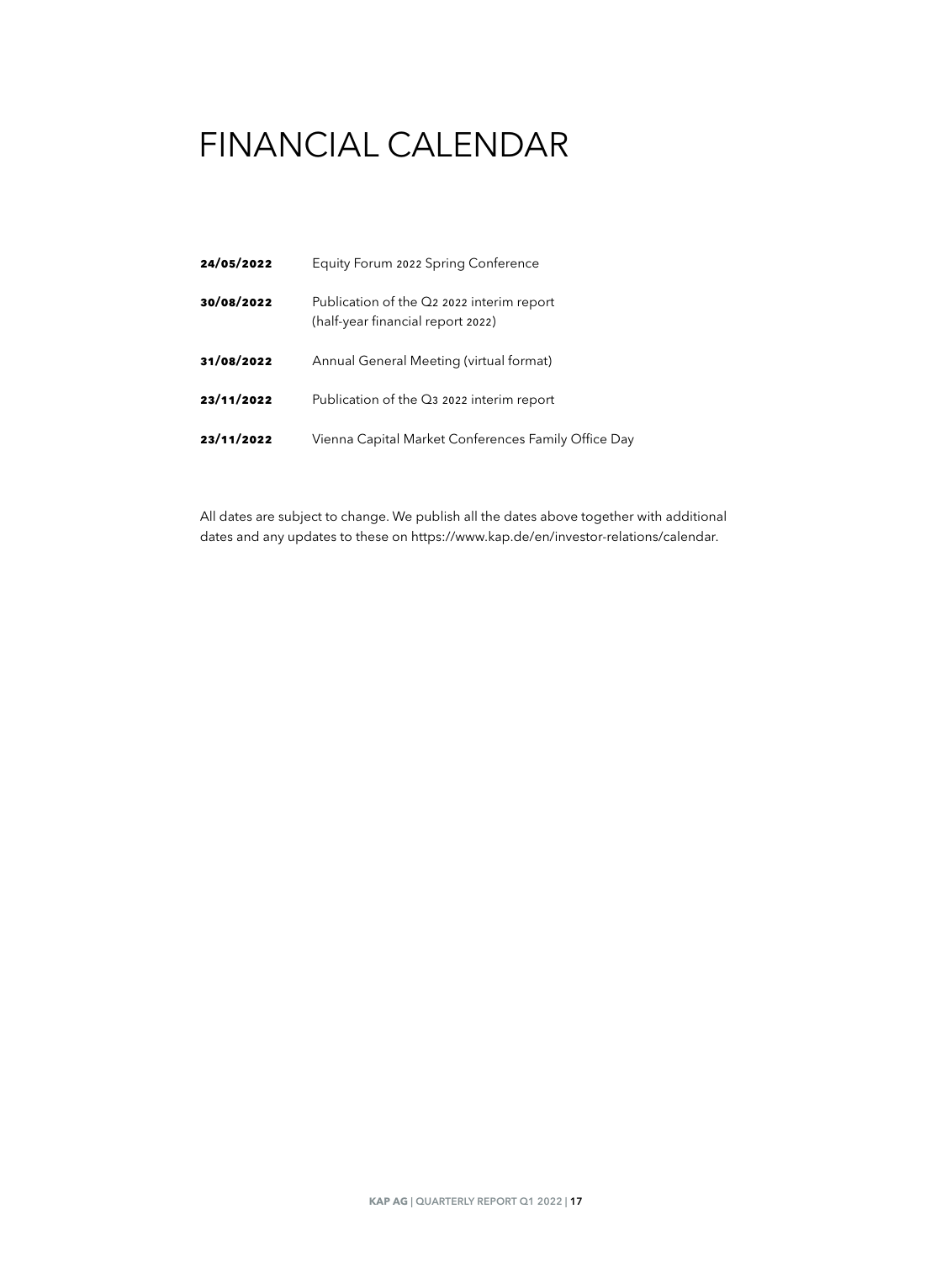# FINANCIAL CALENDAR

| | |
|---|---|
| **24/05/2022** | Equity Forum 2022 Spring Conference |
| **30/08/2022** | Publication of the Q2 2022 interim report (half-year financial report 2022) |
| **31/08/2022** | Annual General Meeting (virtual format) |
| **23/11/2022** | Publication of the Q3 2022 interim report |
| **23/11/2022** | Vienna Capital Market Conferences Family Office Day |

All dates are subject to change. We publish all the dates above together with additional dates and any updates to these on https://www.kap.de/en/investor-relations/calendar.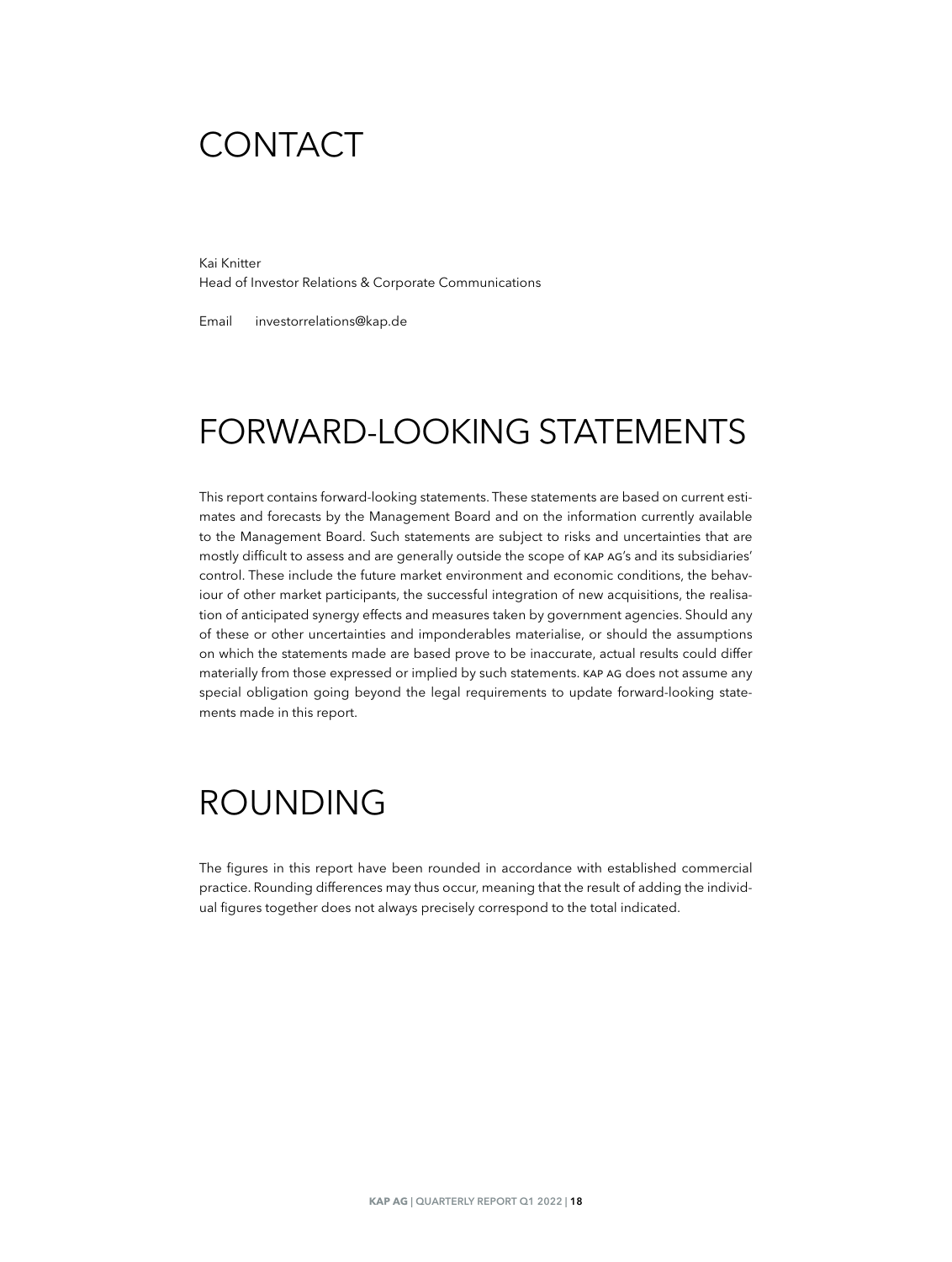# CONTACT

Kai Knitter
Head of Investor Relations & Corporate Communications

Email investorrelations@kap.de

# FORWARD-LOOKING STATEMENTS

This report contains forward-looking statements. These statements are based on current estimates and forecasts by the Management Board and on the information currently available to the Management Board. Such statements are subject to risks and uncertainties that are mostly difficult to assess and are generally outside the scope of KAP AG's and its subsidiaries' control. These include the future market environment and economic conditions, the behaviour of other market participants, the successful integration of new acquisitions, the realisation of anticipated synergy effects and measures taken by government agencies. Should any of these or other uncertainties and imponderables materialise, or should the assumptions on which the statements made are based prove to be inaccurate, actual results could differ materially from those expressed or implied by such statements. KAP AG does not assume any special obligation going beyond the legal requirements to update forward-looking statements made in this report.

# ROUNDING

The figures in this report have been rounded in accordance with established commercial practice. Rounding differences may thus occur, meaning that the result of adding the individual figures together does not always precisely correspond to the total indicated.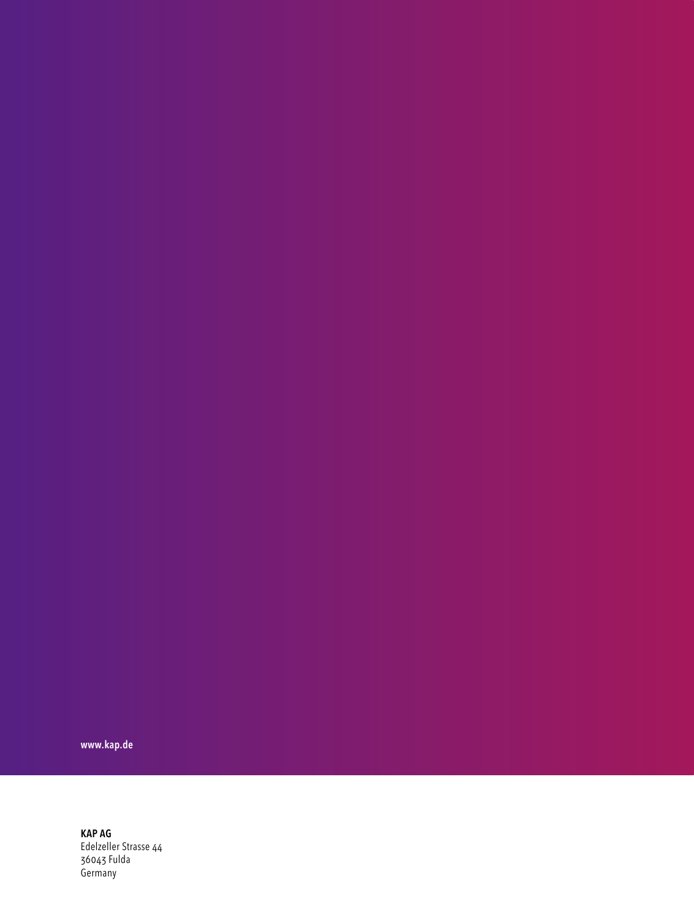www.kap.de

**KAP AG**
Edelzeller Strasse 44
36043 Fulda
Germany